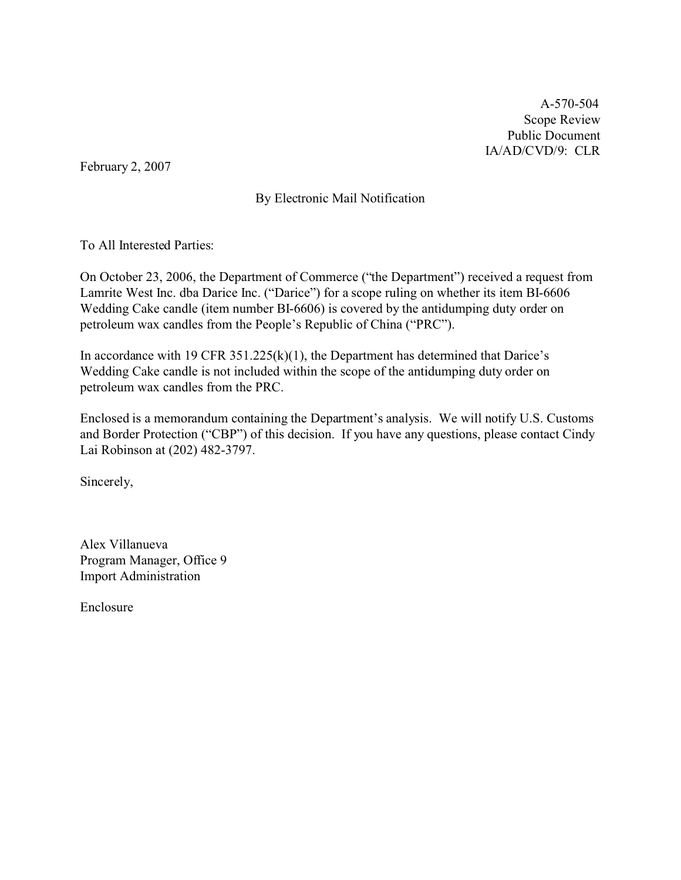A-570-504
Scope Review
Public Document
IA/AD/CVD/9: CLR

February 2, 2007

By Electronic Mail Notification

To All Interested Parties:

On October 23, 2006, the Department of Commerce ("the Department") received a request from Lamrite West Inc. dba Darice Inc. ("Darice") for a scope ruling on whether its item BI-6606 Wedding Cake candle (item number BI-6606) is covered by the antidumping duty order on petroleum wax candles from the People's Republic of China ("PRC").

In accordance with 19 CFR 351.225(k)(1), the Department has determined that Darice's Wedding Cake candle is not included within the scope of the antidumping duty order on petroleum wax candles from the PRC.

Enclosed is a memorandum containing the Department's analysis. We will notify U.S. Customs and Border Protection ("CBP") of this decision. If you have any questions, please contact Cindy Lai Robinson at (202) 482-3797.

Sincerely,

Alex Villanueva
Program Manager, Office 9
Import Administration

Enclosure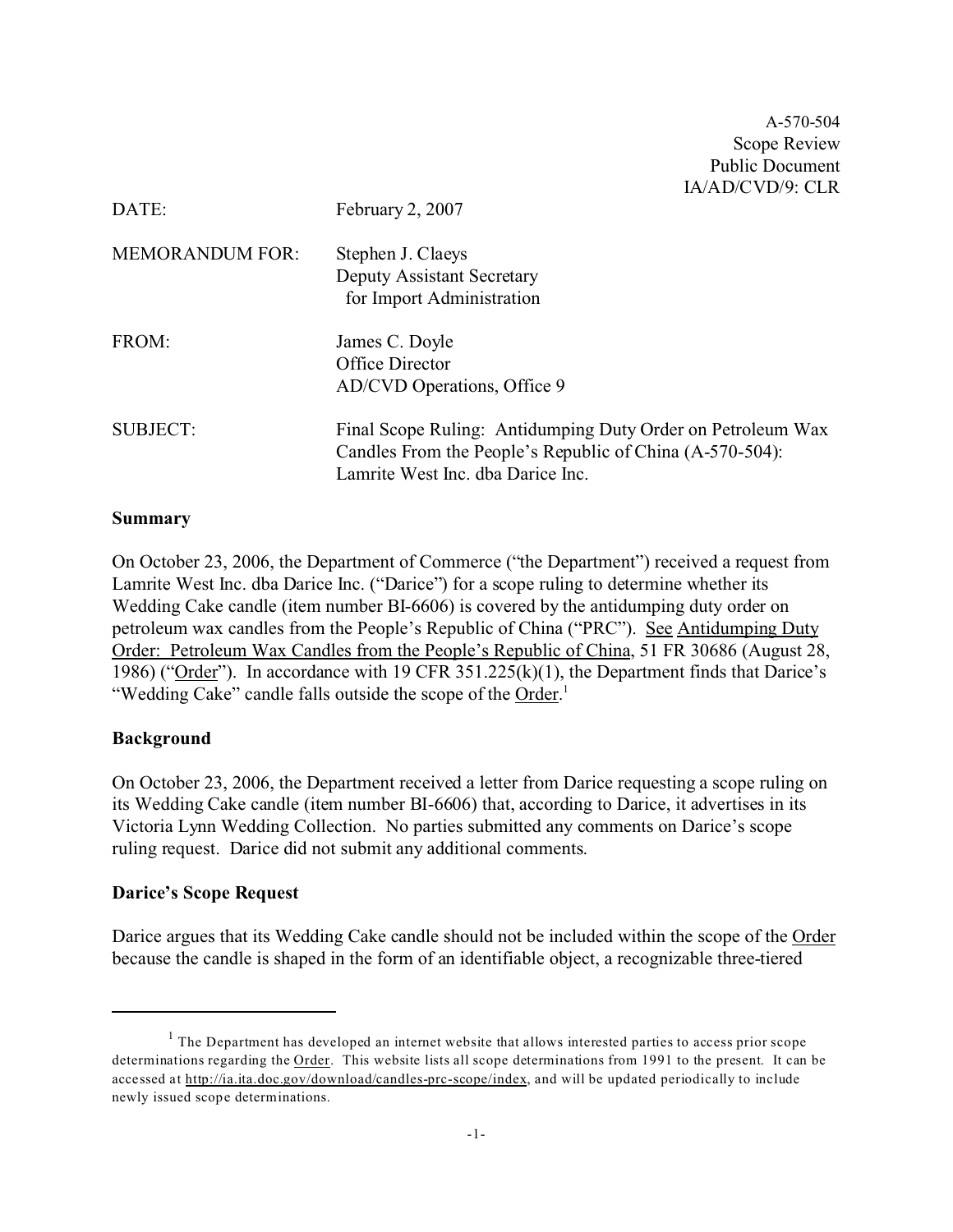A-570-504
Scope Review
Public Document
IA/AD/CVD/9: CLR

DATE: February 2, 2007

MEMORANDUM FOR: Stephen J. Claeys
Deputy Assistant Secretary
for Import Administration

FROM: James C. Doyle
Office Director
AD/CVD Operations, Office 9

SUBJECT: Final Scope Ruling: Antidumping Duty Order on Petroleum Wax Candles From the People's Republic of China (A-570-504): Lamrite West Inc. dba Darice Inc.

**Summary**

On October 23, 2006, the Department of Commerce ("the Department") received a request from Lamrite West Inc. dba Darice Inc. ("Darice") for a scope ruling to determine whether its Wedding Cake candle (item number BI-6606) is covered by the antidumping duty order on petroleum wax candles from the People's Republic of China ("PRC"). See Antidumping Duty Order: Petroleum Wax Candles from the People's Republic of China, 51 FR 30686 (August 28, 1986) ("Order"). In accordance with 19 CFR 351.225(k)(1), the Department finds that Darice's "Wedding Cake" candle falls outside the scope of the Order.[1]

**Background**

On October 23, 2006, the Department received a letter from Darice requesting a scope ruling on its Wedding Cake candle (item number BI-6606) that, according to Darice, it advertises in its Victoria Lynn Wedding Collection. No parties submitted any comments on Darice's scope ruling request. Darice did not submit any additional comments.

**Darice's Scope Request**

Darice argues that its Wedding Cake candle should not be included within the scope of the Order because the candle is shaped in the form of an identifiable object, a recognizable three-tiered

---

[1] The Department has developed an internet website that allows interested parties to access prior scope determinations regarding the Order. This website lists all scope determinations from 1991 to the present. It can be accessed at http://ia.ita.doc.gov/download/candles-prc-scope/index, and will be updated periodically to include newly issued scope determinations.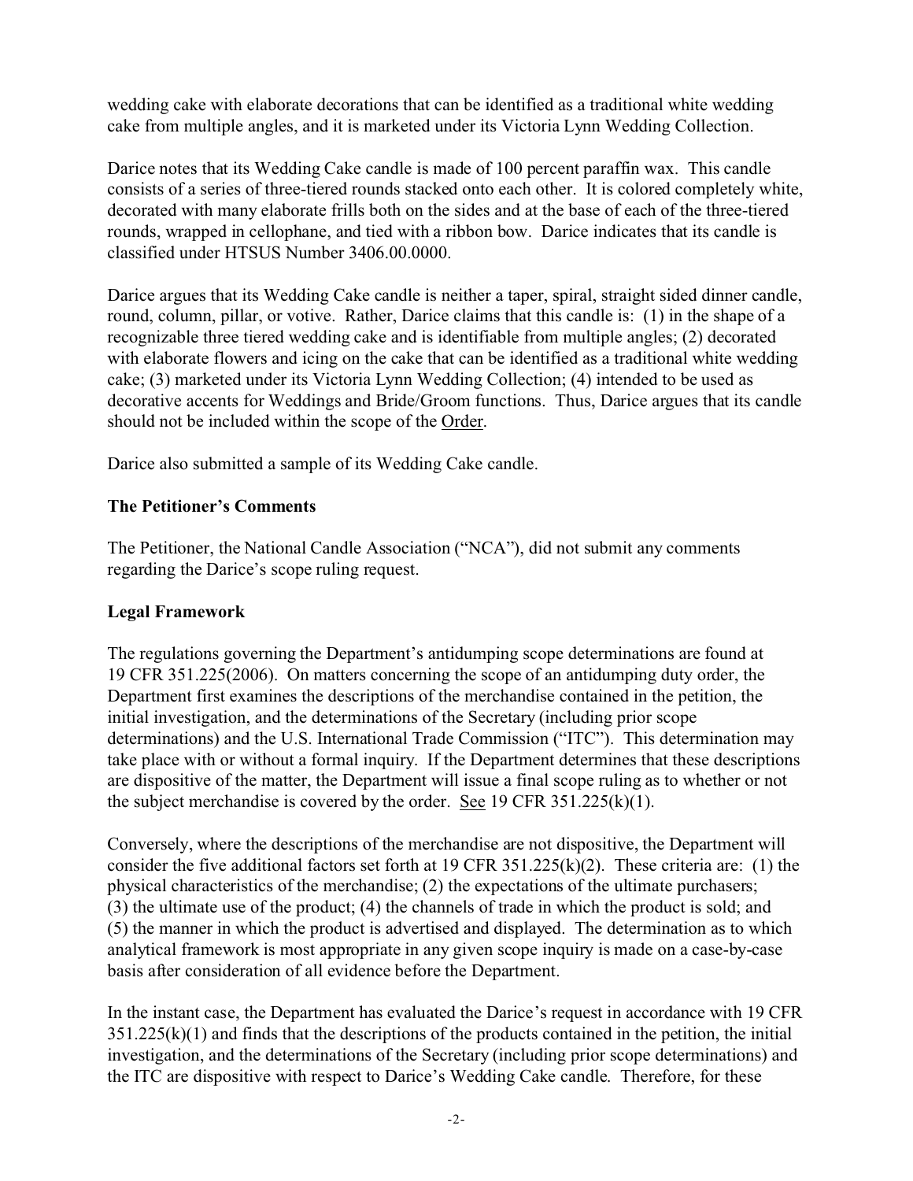wedding cake with elaborate decorations that can be identified as a traditional white wedding cake from multiple angles, and it is marketed under its Victoria Lynn Wedding Collection.

Darice notes that its Wedding Cake candle is made of 100 percent paraffin wax. This candle consists of a series of three-tiered rounds stacked onto each other. It is colored completely white, decorated with many elaborate frills both on the sides and at the base of each of the three-tiered rounds, wrapped in cellophane, and tied with a ribbon bow. Darice indicates that its candle is classified under HTSUS Number 3406.00.0000.

Darice argues that its Wedding Cake candle is neither a taper, spiral, straight sided dinner candle, round, column, pillar, or votive. Rather, Darice claims that this candle is: (1) in the shape of a recognizable three tiered wedding cake and is identifiable from multiple angles; (2) decorated with elaborate flowers and icing on the cake that can be identified as a traditional white wedding cake; (3) marketed under its Victoria Lynn Wedding Collection; (4) intended to be used as decorative accents for Weddings and Bride/Groom functions. Thus, Darice argues that its candle should not be included within the scope of the Order.

Darice also submitted a sample of its Wedding Cake candle.

**The Petitioner's Comments**

The Petitioner, the National Candle Association ("NCA"), did not submit any comments regarding the Darice's scope ruling request.

**Legal Framework**

The regulations governing the Department's antidumping scope determinations are found at 19 CFR 351.225(2006). On matters concerning the scope of an antidumping duty order, the Department first examines the descriptions of the merchandise contained in the petition, the initial investigation, and the determinations of the Secretary (including prior scope determinations) and the U.S. International Trade Commission ("ITC"). This determination may take place with or without a formal inquiry. If the Department determines that these descriptions are dispositive of the matter, the Department will issue a final scope ruling as to whether or not the subject merchandise is covered by the order. See 19 CFR 351.225(k)(1).

Conversely, where the descriptions of the merchandise are not dispositive, the Department will consider the five additional factors set forth at 19 CFR 351.225(k)(2). These criteria are: (1) the physical characteristics of the merchandise; (2) the expectations of the ultimate purchasers; (3) the ultimate use of the product; (4) the channels of trade in which the product is sold; and (5) the manner in which the product is advertised and displayed. The determination as to which analytical framework is most appropriate in any given scope inquiry is made on a case-by-case basis after consideration of all evidence before the Department.

In the instant case, the Department has evaluated the Darice's request in accordance with 19 CFR 351.225(k)(1) and finds that the descriptions of the products contained in the petition, the initial investigation, and the determinations of the Secretary (including prior scope determinations) and the ITC are dispositive with respect to Darice's Wedding Cake candle. Therefore, for these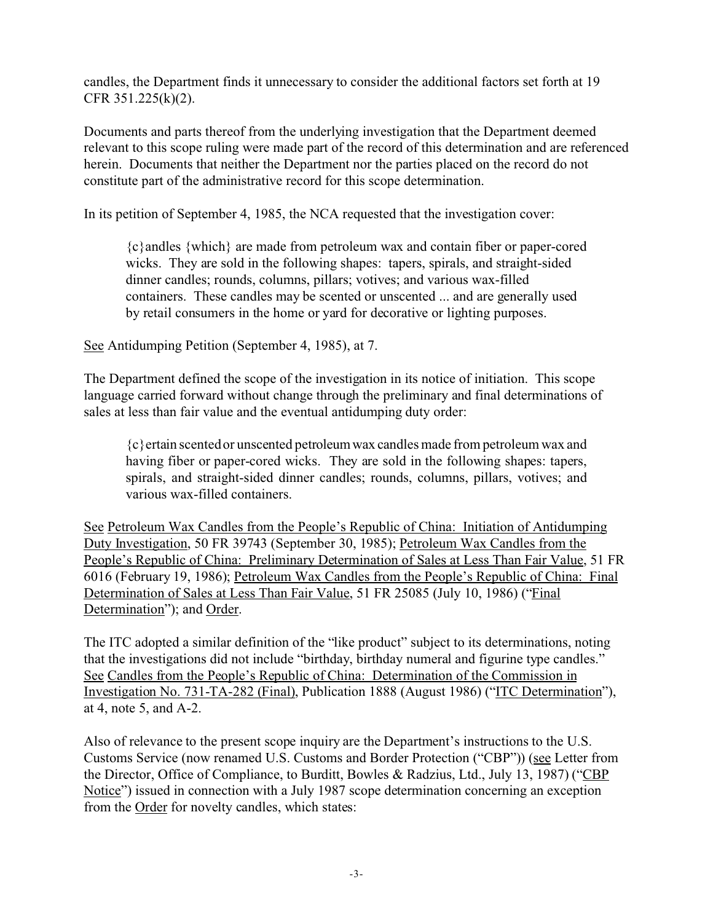candles, the Department finds it unnecessary to consider the additional factors set forth at 19 CFR 351.225(k)(2).

Documents and parts thereof from the underlying investigation that the Department deemed relevant to this scope ruling were made part of the record of this determination and are referenced herein. Documents that neither the Department nor the parties placed on the record do not constitute part of the administrative record for this scope determination.

In its petition of September 4, 1985, the NCA requested that the investigation cover:

> {c}andles {which} are made from petroleum wax and contain fiber or paper-cored wicks. They are sold in the following shapes: tapers, spirals, and straight-sided dinner candles; rounds, columns, pillars; votives; and various wax-filled containers. These candles may be scented or unscented ... and are generally used by retail consumers in the home or yard for decorative or lighting purposes.

See Antidumping Petition (September 4, 1985), at 7.

The Department defined the scope of the investigation in its notice of initiation. This scope language carried forward without change through the preliminary and final determinations of sales at less than fair value and the eventual antidumping duty order:

> {c}ertain scented or unscented petroleum wax candles made from petroleum wax and having fiber or paper-cored wicks. They are sold in the following shapes: tapers, spirals, and straight-sided dinner candles; rounds, columns, pillars, votives; and various wax-filled containers.

See Petroleum Wax Candles from the People's Republic of China: Initiation of Antidumping Duty Investigation, 50 FR 39743 (September 30, 1985); Petroleum Wax Candles from the People's Republic of China: Preliminary Determination of Sales at Less Than Fair Value, 51 FR 6016 (February 19, 1986); Petroleum Wax Candles from the People's Republic of China: Final Determination of Sales at Less Than Fair Value, 51 FR 25085 (July 10, 1986) ("Final Determination"); and Order.

The ITC adopted a similar definition of the "like product" subject to its determinations, noting that the investigations did not include "birthday, birthday numeral and figurine type candles." See Candles from the People's Republic of China: Determination of the Commission in Investigation No. 731-TA-282 (Final), Publication 1888 (August 1986) ("ITC Determination"), at 4, note 5, and A-2.

Also of relevance to the present scope inquiry are the Department's instructions to the U.S. Customs Service (now renamed U.S. Customs and Border Protection ("CBP")) (see Letter from the Director, Office of Compliance, to Burditt, Bowles & Radzius, Ltd., July 13, 1987) ("CBP Notice") issued in connection with a July 1987 scope determination concerning an exception from the Order for novelty candles, which states: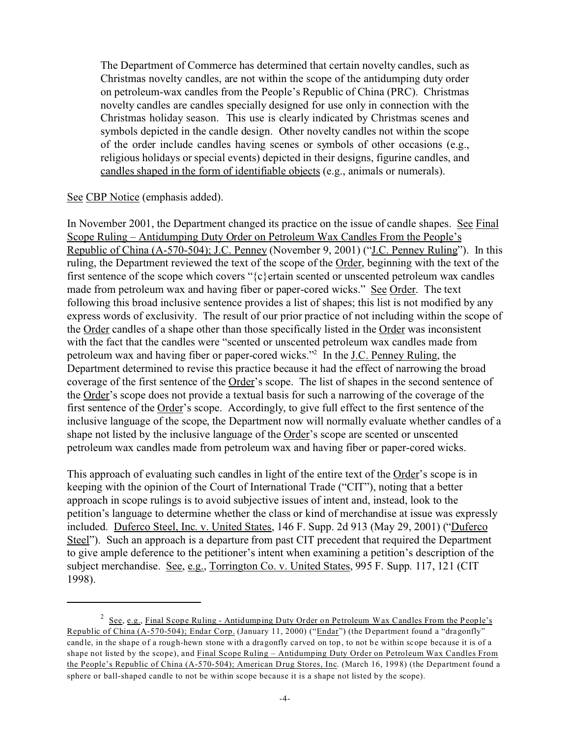> The Department of Commerce has determined that certain novelty candles, such as Christmas novelty candles, are not within the scope of the antidumping duty order on petroleum-wax candles from the People's Republic of China (PRC). Christmas novelty candles are candles specially designed for use only in connection with the Christmas holiday season. This use is clearly indicated by Christmas scenes and symbols depicted in the candle design. Other novelty candles not within the scope of the order include candles having scenes or symbols of other occasions (e.g., religious holidays or special events) depicted in their designs, figurine candles, and candles shaped in the form of identifiable objects (e.g., animals or numerals).

See CBP Notice (emphasis added).

In November 2001, the Department changed its practice on the issue of candle shapes. See Final Scope Ruling – Antidumping Duty Order on Petroleum Wax Candles From the People's Republic of China (A-570-504); J.C. Penney (November 9, 2001) ("J.C. Penney Ruling"). In this ruling, the Department reviewed the text of the scope of the Order, beginning with the text of the first sentence of the scope which covers "{c}ertain scented or unscented petroleum wax candles made from petroleum wax and having fiber or paper-cored wicks." See Order. The text following this broad inclusive sentence provides a list of shapes; this list is not modified by any express words of exclusivity. The result of our prior practice of not including within the scope of the Order candles of a shape other than those specifically listed in the Order was inconsistent with the fact that the candles were "scented or unscented petroleum wax candles made from petroleum wax and having fiber or paper-cored wicks."[2] In the J.C. Penney Ruling, the Department determined to revise this practice because it had the effect of narrowing the broad coverage of the first sentence of the Order's scope. The list of shapes in the second sentence of the Order's scope does not provide a textual basis for such a narrowing of the coverage of the first sentence of the Order's scope. Accordingly, to give full effect to the first sentence of the inclusive language of the scope, the Department now will normally evaluate whether candles of a shape not listed by the inclusive language of the Order's scope are scented or unscented petroleum wax candles made from petroleum wax and having fiber or paper-cored wicks.

This approach of evaluating such candles in light of the entire text of the Order's scope is in keeping with the opinion of the Court of International Trade ("CIT"), noting that a better approach in scope rulings is to avoid subjective issues of intent and, instead, look to the petition's language to determine whether the class or kind of merchandise at issue was expressly included. Duferco Steel, Inc. v. United States, 146 F. Supp. 2d 913 (May 29, 2001) ("Duferco Steel"). Such an approach is a departure from past CIT precedent that required the Department to give ample deference to the petitioner's intent when examining a petition's description of the subject merchandise. See, e.g., Torrington Co. v. United States, 995 F. Supp. 117, 121 (CIT 1998).

---

[2] See, e.g., Final Scope Ruling - Antidumping Duty Order on Petroleum Wax Candles From the People's Republic of China (A-570-504); Endar Corp. (January 11, 2000) ("Endar") (the Department found a "dragonfly" candle, in the shape of a rough-hewn stone with a dragonfly carved on top, to not be within scope because it is of a shape not listed by the scope), and Final Scope Ruling – Antidumping Duty Order on Petroleum Wax Candles From the People's Republic of China (A-570-504); American Drug Stores, Inc. (March 16, 1998) (the Department found a sphere or ball-shaped candle to not be within scope because it is a shape not listed by the scope).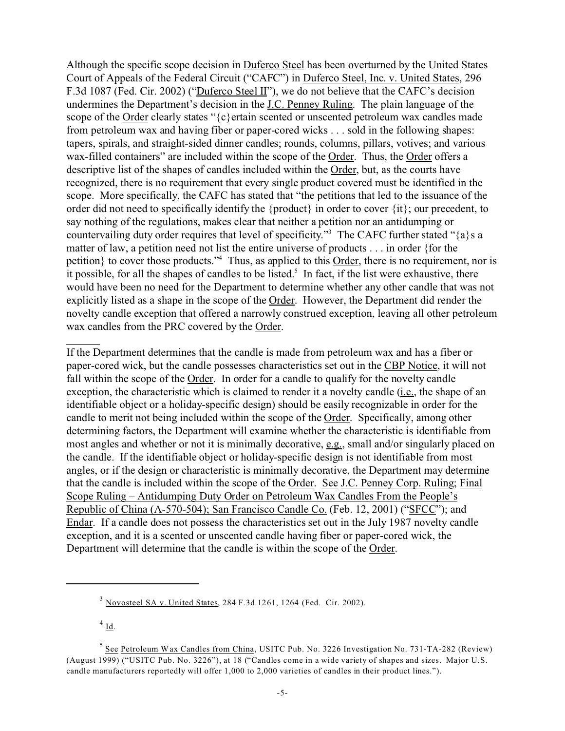Although the specific scope decision in Duferco Steel has been overturned by the United States Court of Appeals of the Federal Circuit ("CAFC") in Duferco Steel, Inc. v. United States, 296 F.3d 1087 (Fed. Cir. 2002) ("Duferco Steel II"), we do not believe that the CAFC's decision undermines the Department's decision in the J.C. Penney Ruling. The plain language of the scope of the Order clearly states "{c}ertain scented or unscented petroleum wax candles made from petroleum wax and having fiber or paper-cored wicks . . . sold in the following shapes: tapers, spirals, and straight-sided dinner candles; rounds, columns, pillars, votives; and various wax-filled containers" are included within the scope of the Order. Thus, the Order offers a descriptive list of the shapes of candles included within the Order, but, as the courts have recognized, there is no requirement that every single product covered must be identified in the scope. More specifically, the CAFC has stated that "the petitions that led to the issuance of the order did not need to specifically identify the {product} in order to cover {it}; our precedent, to say nothing of the regulations, makes clear that neither a petition nor an antidumping or countervailing duty order requires that level of specificity."[3] The CAFC further stated "{a}s a matter of law, a petition need not list the entire universe of products . . . in order {for the petition} to cover those products."[4] Thus, as applied to this Order, there is no requirement, nor is it possible, for all the shapes of candles to be listed.[5] In fact, if the list were exhaustive, there would have been no need for the Department to determine whether any other candle that was not explicitly listed as a shape in the scope of the Order. However, the Department did render the novelty candle exception that offered a narrowly construed exception, leaving all other petroleum wax candles from the PRC covered by the Order.

---

If the Department determines that the candle is made from petroleum wax and has a fiber or paper-cored wick, but the candle possesses characteristics set out in the CBP Notice, it will not fall within the scope of the Order. In order for a candle to qualify for the novelty candle exception, the characteristic which is claimed to render it a novelty candle (i.e., the shape of an identifiable object or a holiday-specific design) should be easily recognizable in order for the candle to merit not being included within the scope of the Order. Specifically, among other determining factors, the Department will examine whether the characteristic is identifiable from most angles and whether or not it is minimally decorative, e.g., small and/or singularly placed on the candle. If the identifiable object or holiday-specific design is not identifiable from most angles, or if the design or characteristic is minimally decorative, the Department may determine that the candle is included within the scope of the Order. See J.C. Penney Corp. Ruling; Final Scope Ruling – Antidumping Duty Order on Petroleum Wax Candles From the People's Republic of China (A-570-504); San Francisco Candle Co. (Feb. 12, 2001) ("SFCC"); and Endar. If a candle does not possess the characteristics set out in the July 1987 novelty candle exception, and it is a scented or unscented candle having fiber or paper-cored wick, the Department will determine that the candle is within the scope of the Order.

---

[3] Novosteel SA v. United States, 284 F.3d 1261, 1264 (Fed. Cir. 2002).

[4] Id.

[5] See Petroleum Wax Candles from China, USITC Pub. No. 3226 Investigation No. 731-TA-282 (Review) (August 1999) ("USITC Pub. No. 3226"), at 18 ("Candles come in a wide variety of shapes and sizes. Major U.S. candle manufacturers reportedly will offer 1,000 to 2,000 varieties of candles in their product lines.").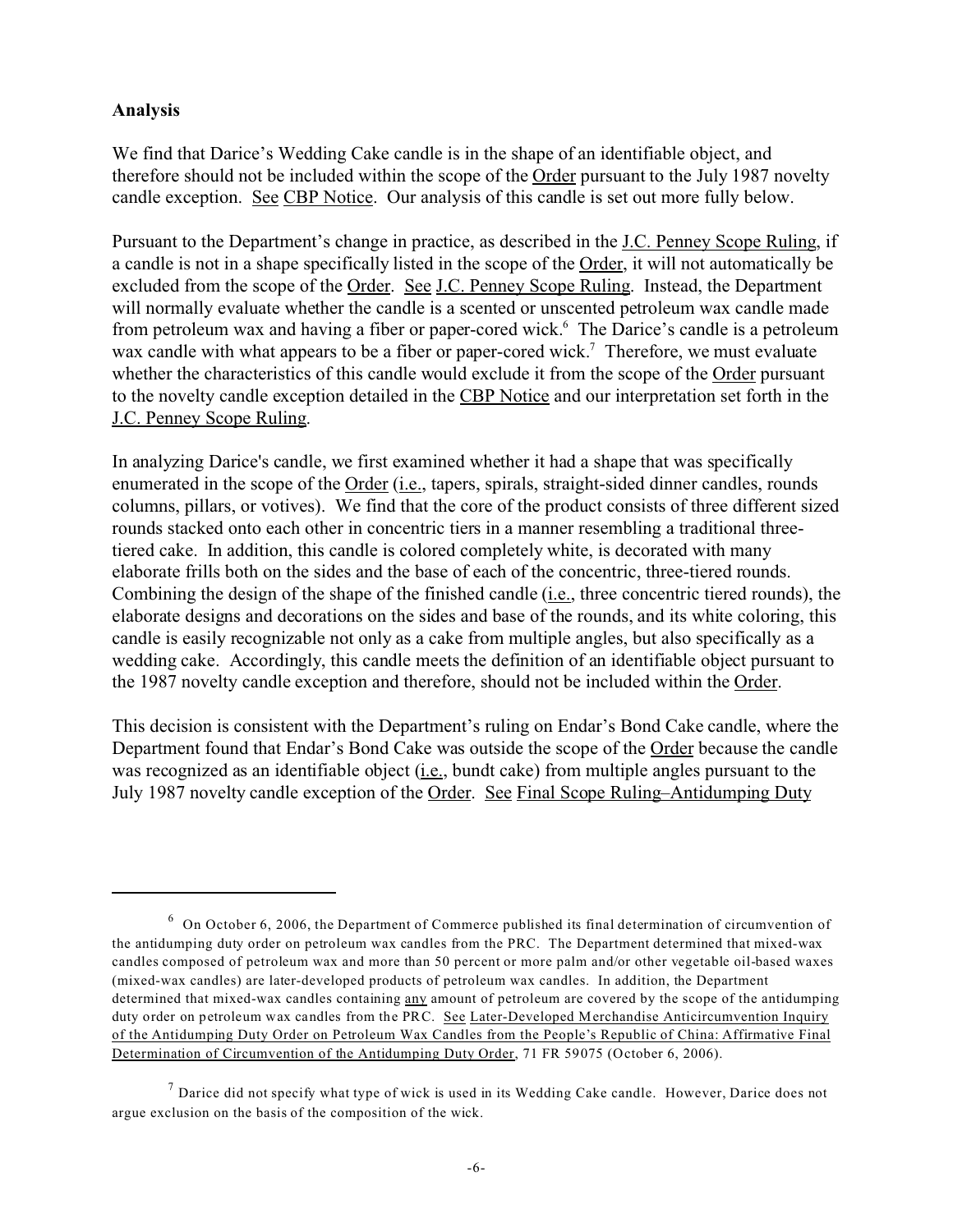**Analysis**

We find that Darice's Wedding Cake candle is in the shape of an identifiable object, and therefore should not be included within the scope of the Order pursuant to the July 1987 novelty candle exception. See CBP Notice. Our analysis of this candle is set out more fully below.

Pursuant to the Department's change in practice, as described in the J.C. Penney Scope Ruling, if a candle is not in a shape specifically listed in the scope of the Order, it will not automatically be excluded from the scope of the Order. See J.C. Penney Scope Ruling. Instead, the Department will normally evaluate whether the candle is a scented or unscented petroleum wax candle made from petroleum wax and having a fiber or paper-cored wick.[6] The Darice's candle is a petroleum wax candle with what appears to be a fiber or paper-cored wick.[7] Therefore, we must evaluate whether the characteristics of this candle would exclude it from the scope of the Order pursuant to the novelty candle exception detailed in the CBP Notice and our interpretation set forth in the J.C. Penney Scope Ruling.

In analyzing Darice's candle, we first examined whether it had a shape that was specifically enumerated in the scope of the Order (i.e., tapers, spirals, straight-sided dinner candles, rounds columns, pillars, or votives). We find that the core of the product consists of three different sized rounds stacked onto each other in concentric tiers in a manner resembling a traditional three-tiered cake. In addition, this candle is colored completely white, is decorated with many elaborate frills both on the sides and the base of each of the concentric, three-tiered rounds. Combining the design of the shape of the finished candle (i.e., three concentric tiered rounds), the elaborate designs and decorations on the sides and base of the rounds, and its white coloring, this candle is easily recognizable not only as a cake from multiple angles, but also specifically as a wedding cake. Accordingly, this candle meets the definition of an identifiable object pursuant to the 1987 novelty candle exception and therefore, should not be included within the Order.

This decision is consistent with the Department's ruling on Endar's Bond Cake candle, where the Department found that Endar's Bond Cake was outside the scope of the Order because the candle was recognized as an identifiable object (i.e., bundt cake) from multiple angles pursuant to the July 1987 novelty candle exception of the Order. See Final Scope Ruling–Antidumping Duty

---

[6] On October 6, 2006, the Department of Commerce published its final determination of circumvention of the antidumping duty order on petroleum wax candles from the PRC. The Department determined that mixed-wax candles composed of petroleum wax and more than 50 percent or more palm and/or other vegetable oil-based waxes (mixed-wax candles) are later-developed products of petroleum wax candles. In addition, the Department determined that mixed-wax candles containing any amount of petroleum are covered by the scope of the antidumping duty order on petroleum wax candles from the PRC. See Later-Developed Merchandise Anticircumvention Inquiry of the Antidumping Duty Order on Petroleum Wax Candles from the People's Republic of China: Affirmative Final Determination of Circumvention of the Antidumping Duty Order, 71 FR 59075 (October 6, 2006).

[7] Darice did not specify what type of wick is used in its Wedding Cake candle. However, Darice does not argue exclusion on the basis of the composition of the wick.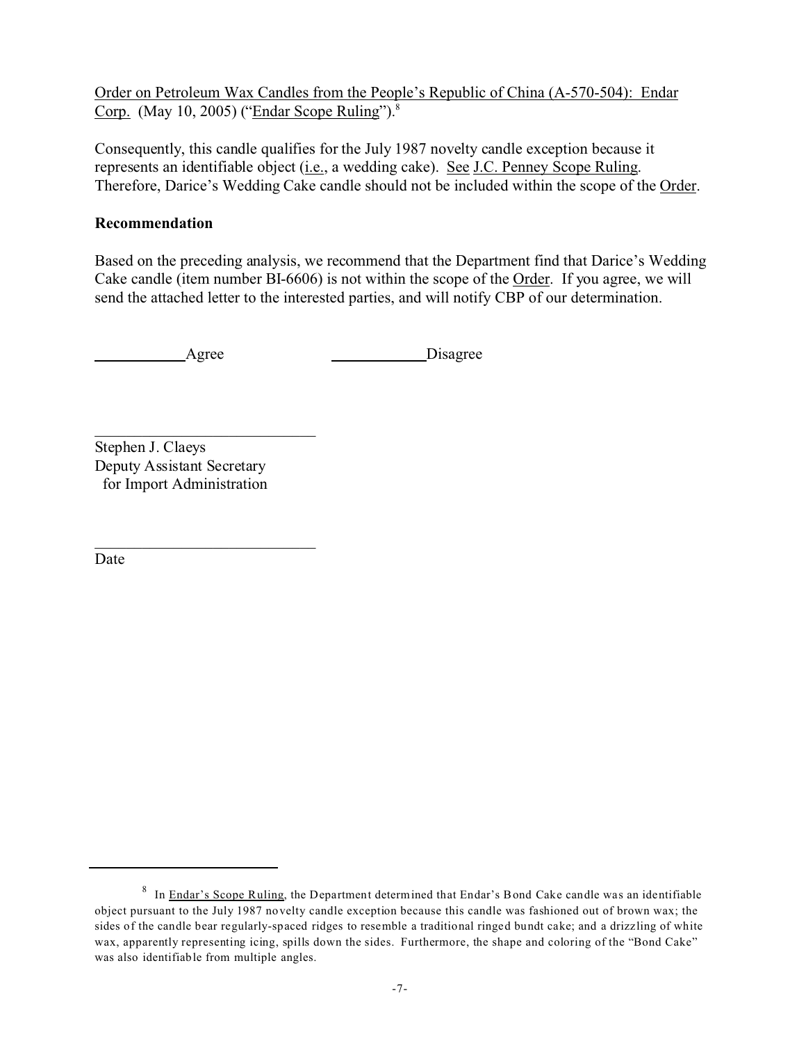Order on Petroleum Wax Candles from the People's Republic of China (A-570-504): Endar Corp. (May 10, 2005) ("Endar Scope Ruling").[8]

Consequently, this candle qualifies for the July 1987 novelty candle exception because it represents an identifiable object (i.e., a wedding cake). See J.C. Penney Scope Ruling. Therefore, Darice's Wedding Cake candle should not be included within the scope of the Order.

**Recommendation**

Based on the preceding analysis, we recommend that the Department find that Darice's Wedding Cake candle (item number BI-6606) is not within the scope of the Order. If you agree, we will send the attached letter to the interested parties, and will notify CBP of our determination.

\_\_\_\_\_\_\_\_\_\_\_ Agree          \_\_\_\_\_\_\_\_\_\_\_ Disagree

\_\_\_\_\_\_\_\_\_\_\_\_\_\_\_\_\_\_\_\_\_\_\_\_\_\_\_\_
Stephen J. Claeys
Deputy Assistant Secretary
for Import Administration

\_\_\_\_\_\_\_\_\_\_\_\_\_\_\_\_\_\_\_\_\_\_\_\_\_\_\_\_
Date

---

[8] In Endar's Scope Ruling, the Department determined that Endar's Bond Cake candle was an identifiable object pursuant to the July 1987 novelty candle exception because this candle was fashioned out of brown wax; the sides of the candle bear regularly-spaced ridges to resemble a traditional ringed bundt cake; and a drizzling of white wax, apparently representing icing, spills down the sides. Furthermore, the shape and coloring of the "Bond Cake" was also identifiable from multiple angles.